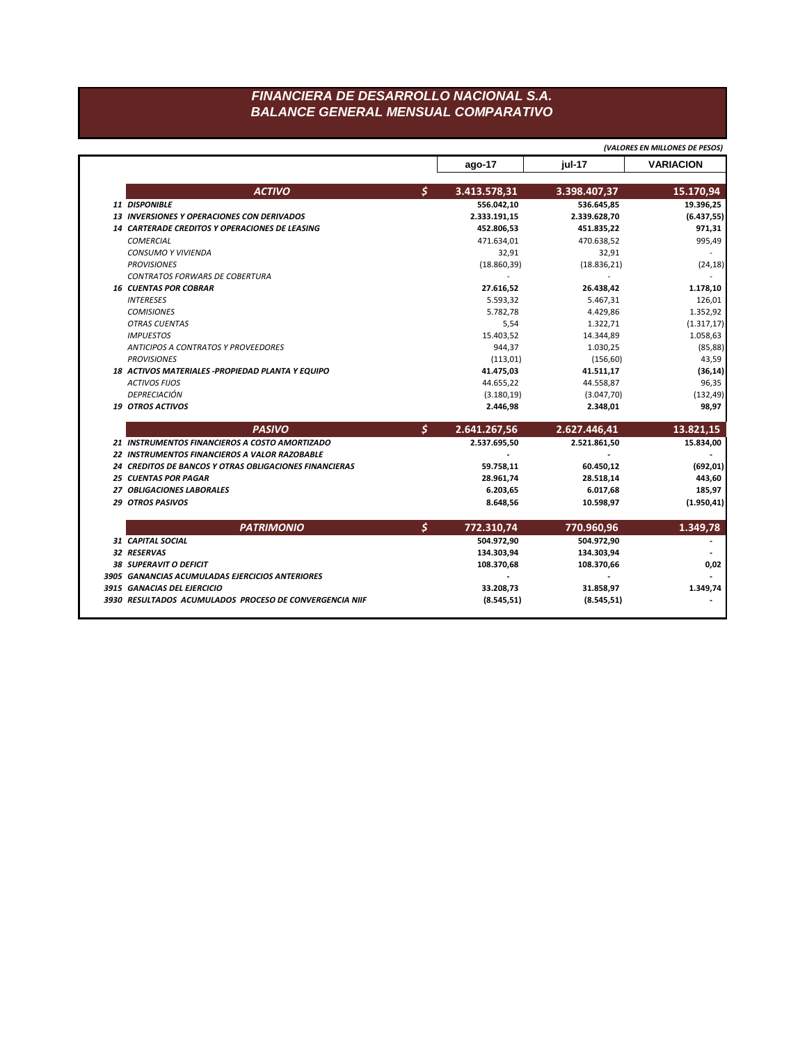# FINANCIERA DE DESARROLLO NACIONAL S.A.
## BALANCE GENERAL MENSUAL COMPARATIVO

*(VALORES EN MILLONES DE PESOS)*

| | | ago-17 | jul-17 | VARIACION |
|---|---|---|---|---|
| **ACTIVO** | **$** | **3.413.578,31** | **3.398.407,37** | **15.170,94** |
| **11 DISPONIBLE** | | **556.042,10** | **536.645,85** | **19.396,25** |
| **13 INVERSIONES Y OPERACIONES CON DERIVADOS** | | **2.333.191,15** | **2.339.628,70** | **(6.437,55)** |
| **14 CARTERADE CREDITOS Y OPERACIONES DE LEASING** | | **452.806,53** | **451.835,22** | **971,31** |
| *COMERCIAL* | | 471.634,01 | 470.638,52 | 995,49 |
| *CONSUMO Y VIVIENDA* | | 32,91 | 32,91 | - |
| *PROVISIONES* | | (18.860,39) | (18.836,21) | (24,18) |
| *CONTRATOS FORWARS DE COBERTURA* | | - | - | - |
| **16 CUENTAS POR COBRAR** | | **27.616,52** | **26.438,42** | **1.178,10** |
| *INTERESES* | | 5.593,32 | 5.467,31 | 126,01 |
| *COMISIONES* | | 5.782,78 | 4.429,86 | 1.352,92 |
| *OTRAS CUENTAS* | | 5,54 | 1.322,71 | (1.317,17) |
| *IMPUESTOS* | | 15.403,52 | 14.344,89 | 1.058,63 |
| *ANTICIPOS A CONTRATOS Y PROVEEDORES* | | 944,37 | 1.030,25 | (85,88) |
| *PROVISIONES* | | (113,01) | (156,60) | 43,59 |
| **18 ACTIVOS MATERIALES -PROPIEDAD PLANTA Y EQUIPO** | | **41.475,03** | **41.511,17** | **(36,14)** |
| *ACTIVOS FIJOS* | | 44.655,22 | 44.558,87 | 96,35 |
| *DEPRECIACIÓN* | | (3.180,19) | (3.047,70) | (132,49) |
| **19 OTROS ACTIVOS** | | **2.446,98** | **2.348,01** | **98,97** |
| **PASIVO** | **$** | **2.641.267,56** | **2.627.446,41** | **13.821,15** |
| **21 INSTRUMENTOS FINANCIEROS A COSTO AMORTIZADO** | | **2.537.695,50** | **2.521.861,50** | **15.834,00** |
| **22 INSTRUMENTOS FINANCIEROS A VALOR RAZOBABLE** | | - | - | - |
| **24 CREDITOS DE BANCOS Y OTRAS OBLIGACIONES FINANCIERAS** | | **59.758,11** | **60.450,12** | **(692,01)** |
| **25 CUENTAS POR PAGAR** | | **28.961,74** | **28.518,14** | **443,60** |
| **27 OBLIGACIONES LABORALES** | | **6.203,65** | **6.017,68** | **185,97** |
| **29 OTROS PASIVOS** | | **8.648,56** | **10.598,97** | **(1.950,41)** |
| **PATRIMONIO** | **$** | **772.310,74** | **770.960,96** | **1.349,78** |
| **31 CAPITAL SOCIAL** | | **504.972,90** | **504.972,90** | - |
| **32 RESERVAS** | | **134.303,94** | **134.303,94** | - |
| **38 SUPERAVIT O DEFICIT** | | **108.370,68** | **108.370,66** | **0,02** |
| **3905 GANANCIAS ACUMULADAS EJERCICIOS ANTERIORES** | | - | - | - |
| **3915 GANACIAS DEL EJERCICIO** | | **33.208,73** | **31.858,97** | **1.349,74** |
| **3930 RESULTADOS ACUMULADOS PROCESO DE CONVERGENCIA NIIF** | | **(8.545,51)** | **(8.545,51)** | - |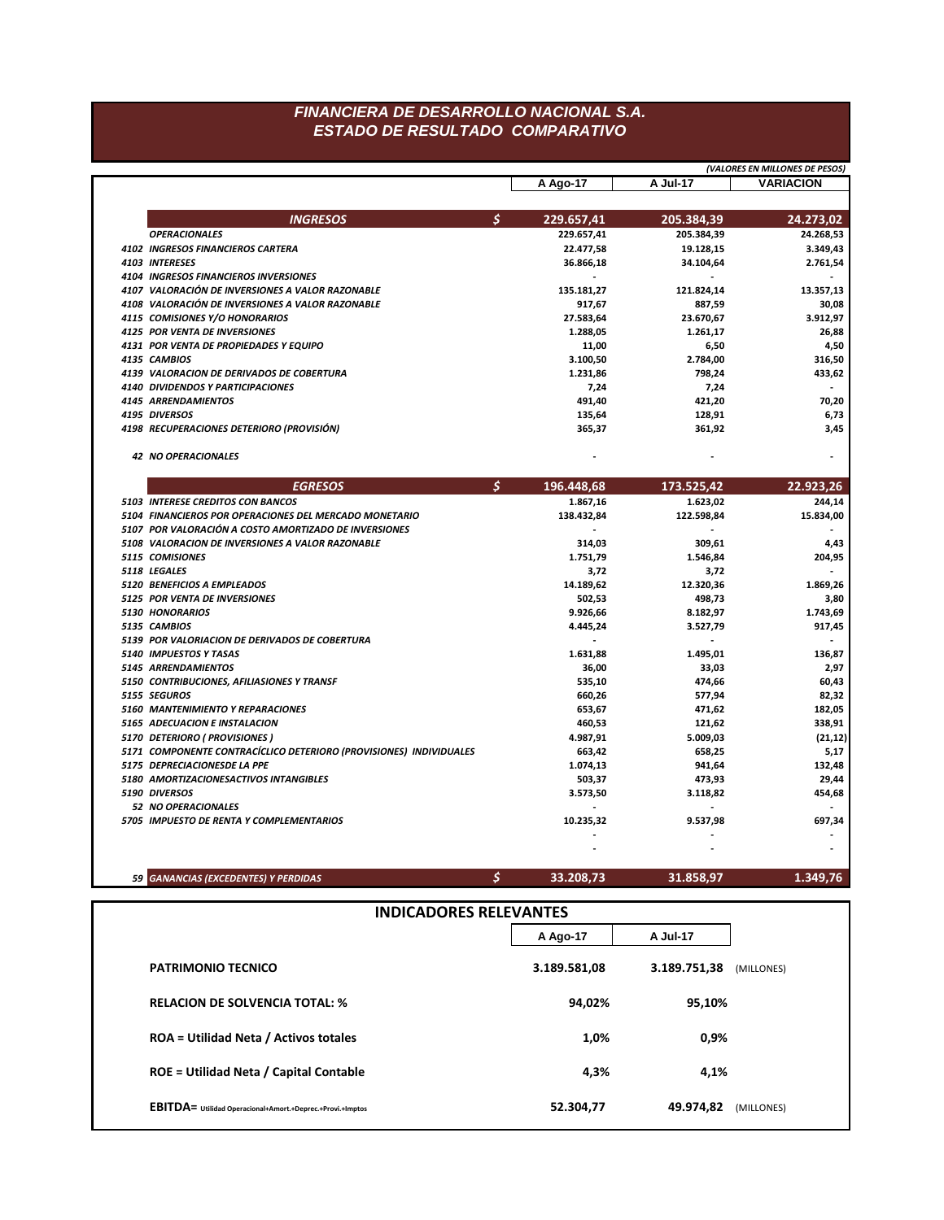# FINANCIERA DE DESARROLLO NACIONAL S.A.
## ESTADO DE RESULTADO COMPARATIVO

*(VALORES EN MILLONES DE PESOS)*

| | | A Ago-17 | A Jul-17 | VARIACION |
|---|---|---|---|---|
| **INGRESOS** | $ | **229.657,41** | **205.384,39** | **24.273,02** |
| OPERACIONALES | | 229.657,41 | 205.384,39 | 24.268,53 |
| 4102 INGRESOS FINANCIEROS CARTERA | | 22.477,58 | 19.128,15 | 3.349,43 |
| 4103 INTERESES | | 36.866,18 | 34.104,64 | 2.761,54 |
| 4104 INGRESOS FINANCIEROS INVERSIONES | | - | - | - |
| 4107 VALORACIÓN DE INVERSIONES A VALOR RAZONABLE | | 135.181,27 | 121.824,14 | 13.357,13 |
| 4108 VALORACIÓN DE INVERSIONES A VALOR RAZONABLE | | 917,67 | 887,59 | 30,08 |
| 4115 COMISIONES Y/O HONORARIOS | | 27.583,64 | 23.670,67 | 3.912,97 |
| 4125 POR VENTA DE INVERSIONES | | 1.288,05 | 1.261,17 | 26,88 |
| 4131 POR VENTA DE PROPIEDADES Y EQUIPO | | 11,00 | 6,50 | 4,50 |
| 4135 CAMBIOS | | 3.100,50 | 2.784,00 | 316,50 |
| 4139 VALORACION DE DERIVADOS DE COBERTURA | | 1.231,86 | 798,24 | 433,62 |
| 4140 DIVIDENDOS Y PARTICIPACIONES | | 7,24 | 7,24 | - |
| 4145 ARRENDAMIENTOS | | 491,40 | 421,20 | 70,20 |
| 4195 DIVERSOS | | 135,64 | 128,91 | 6,73 |
| 4198 RECUPERACIONES DETERIORO (PROVISIÓN) | | 365,37 | 361,92 | 3,45 |
| 42 NO OPERACIONALES | | - | - | - |
| **EGRESOS** | $ | **196.448,68** | **173.525,42** | **22.923,26** |
| 5103 INTERESE CREDITOS CON BANCOS | | 1.867,16 | 1.623,02 | 244,14 |
| 5104 FINANCIEROS POR OPERACIONES DEL MERCADO MONETARIO | | 138.432,84 | 122.598,84 | 15.834,00 |
| 5107 POR VALORACIÓN A COSTO AMORTIZADO DE INVERSIONES | | - | - | - |
| 5108 VALORACION DE INVERSIONES A VALOR RAZONABLE | | 314,03 | 309,61 | 4,43 |
| 5115 COMISIONES | | 1.751,79 | 1.546,84 | 204,95 |
| 5118 LEGALES | | 3,72 | 3,72 | - |
| 5120 BENEFICIOS A EMPLEADOS | | 14.189,62 | 12.320,36 | 1.869,26 |
| 5125 POR VENTA DE INVERSIONES | | 502,53 | 498,73 | 3,80 |
| 5130 HONORARIOS | | 9.926,66 | 8.182,97 | 1.743,69 |
| 5135 CAMBIOS | | 4.445,24 | 3.527,79 | 917,45 |
| 5139 POR VALORIACION DE DERIVADOS DE COBERTURA | | - | - | - |
| 5140 IMPUESTOS Y TASAS | | 1.631,88 | 1.495,01 | 136,87 |
| 5145 ARRENDAMIENTOS | | 36,00 | 33,03 | 2,97 |
| 5150 CONTRIBUCIONES, AFILIASIONES Y TRANSF | | 535,10 | 474,66 | 60,43 |
| 5155 SEGUROS | | 660,26 | 577,94 | 82,32 |
| 5160 MANTENIMIENTO Y REPARACIONES | | 653,67 | 471,62 | 182,05 |
| 5165 ADECUACION E INSTALACION | | 460,53 | 121,62 | 338,91 |
| 5170 DETERIORO ( PROVISIONES ) | | 4.987,91 | 5.009,03 | (21,12) |
| 5171 COMPONENTE CONTRACÍCLICO DETERIORO (PROVISIONES) INDIVIDUALES | | 663,42 | 658,25 | 5,17 |
| 5175 DEPRECIACIONESDE LA PPE | | 1.074,13 | 941,64 | 132,48 |
| 5180 AMORTIZACIONESACTIVOS INTANGIBLES | | 503,37 | 473,93 | 29,44 |
| 5190 DIVERSOS | | 3.573,50 | 3.118,82 | 454,68 |
| 52 NO OPERACIONALES | | - | - | - |
| 5705 IMPUESTO DE RENTA Y COMPLEMENTARIOS | | 10.235,32 | 9.537,98 | 697,34 |
| | | - | - | - |
| | | - | - | - |
| **59 GANANCIAS (EXCEDENTES) Y PERDIDAS** | $ | **33.208,73** | **31.858,97** | **1.349,76** |

## INDICADORES RELEVANTES

| | A Ago-17 | A Jul-17 | |
|---|---|---|---|
| **PATRIMONIO TECNICO** | **3.189.581,08** | **3.189.751,38** | (MILLONES) |
| **RELACION DE SOLVENCIA TOTAL: %** | **94,02%** | **95,10%** | |
| **ROA = Utilidad Neta / Activos totales** | **1,0%** | **0,9%** | |
| **ROE = Utilidad Neta / Capital Contable** | **4,3%** | **4,1%** | |
| **EBITDA=** Utilidad Operacional+Amort.+Deprec.+Provi.+Imptos | **52.304,77** | **49.974,82** | (MILLONES) |